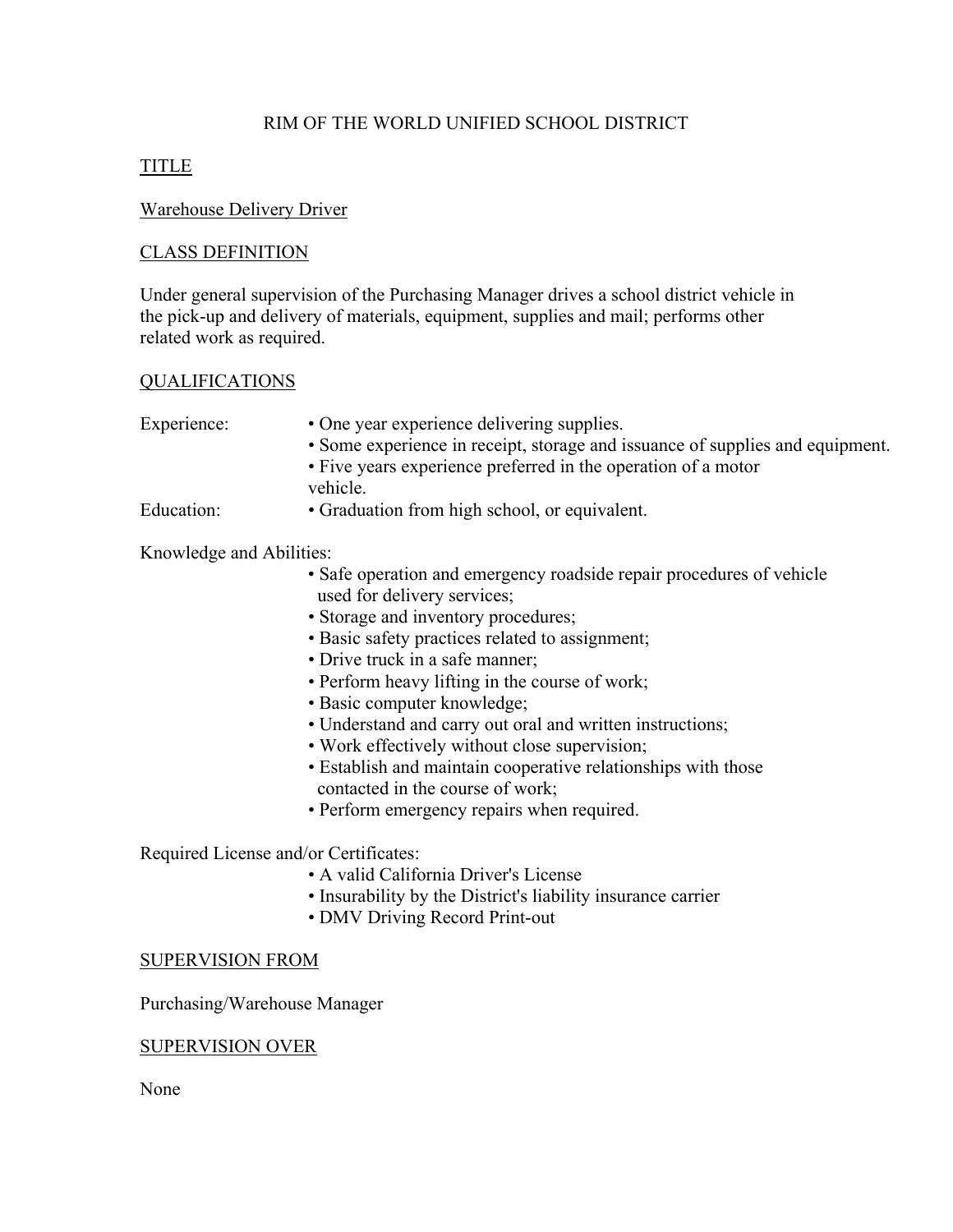# RIM OF THE WORLD UNIFIED SCHOOL DISTRICT

## TITLE

Warehouse Delivery Driver

## CLASS DEFINITION

Under general supervision of the Purchasing Manager drives a school district vehicle in the pick-up and delivery of materials, equipment, supplies and mail; performs other related work as required.

## QUALIFICATIONS

Experience:

- One year experience delivering supplies.
- Some experience in receipt, storage and issuance of supplies and equipment.
- Five years experience preferred in the operation of a motor vehicle.

Education:

- Graduation from high school, or equivalent.

Knowledge and Abilities:

- Safe operation and emergency roadside repair procedures of vehicle used for delivery services;
- Storage and inventory procedures;
- Basic safety practices related to assignment;
- Drive truck in a safe manner;
- Perform heavy lifting in the course of work;
- Basic computer knowledge;
- Understand and carry out oral and written instructions;
- Work effectively without close supervision;
- Establish and maintain cooperative relationships with those contacted in the course of work;
- Perform emergency repairs when required.

Required License and/or Certificates:

- A valid California Driver's License
- Insurability by the District's liability insurance carrier
- DMV Driving Record Print-out

## SUPERVISION FROM

Purchasing/Warehouse Manager

## SUPERVISION OVER

None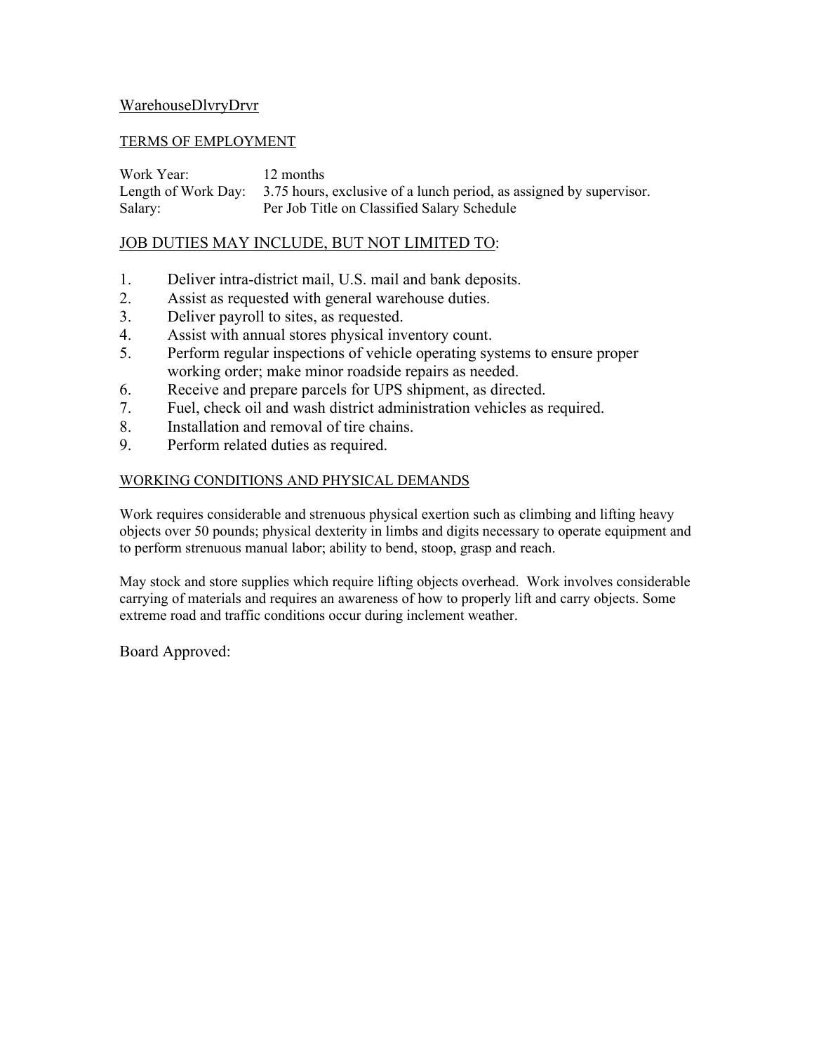WarehouseDlvryDrvr

TERMS OF EMPLOYMENT

| | |
|---|---|
| Work Year: | 12 months |
| Length of Work Day: | 3.75 hours, exclusive of a lunch period, as assigned by supervisor. |
| Salary: | Per Job Title on Classified Salary Schedule |

JOB DUTIES MAY INCLUDE, BUT NOT LIMITED TO:

1. Deliver intra-district mail, U.S. mail and bank deposits.
2. Assist as requested with general warehouse duties.
3. Deliver payroll to sites, as requested.
4. Assist with annual stores physical inventory count.
5. Perform regular inspections of vehicle operating systems to ensure proper working order; make minor roadside repairs as needed.
6. Receive and prepare parcels for UPS shipment, as directed.
7. Fuel, check oil and wash district administration vehicles as required.
8. Installation and removal of tire chains.
9. Perform related duties as required.

WORKING CONDITIONS AND PHYSICAL DEMANDS

Work requires considerable and strenuous physical exertion such as climbing and lifting heavy objects over 50 pounds; physical dexterity in limbs and digits necessary to operate equipment and to perform strenuous manual labor; ability to bend, stoop, grasp and reach.

May stock and store supplies which require lifting objects overhead. Work involves considerable carrying of materials and requires an awareness of how to properly lift and carry objects. Some extreme road and traffic conditions occur during inclement weather.

Board Approved: